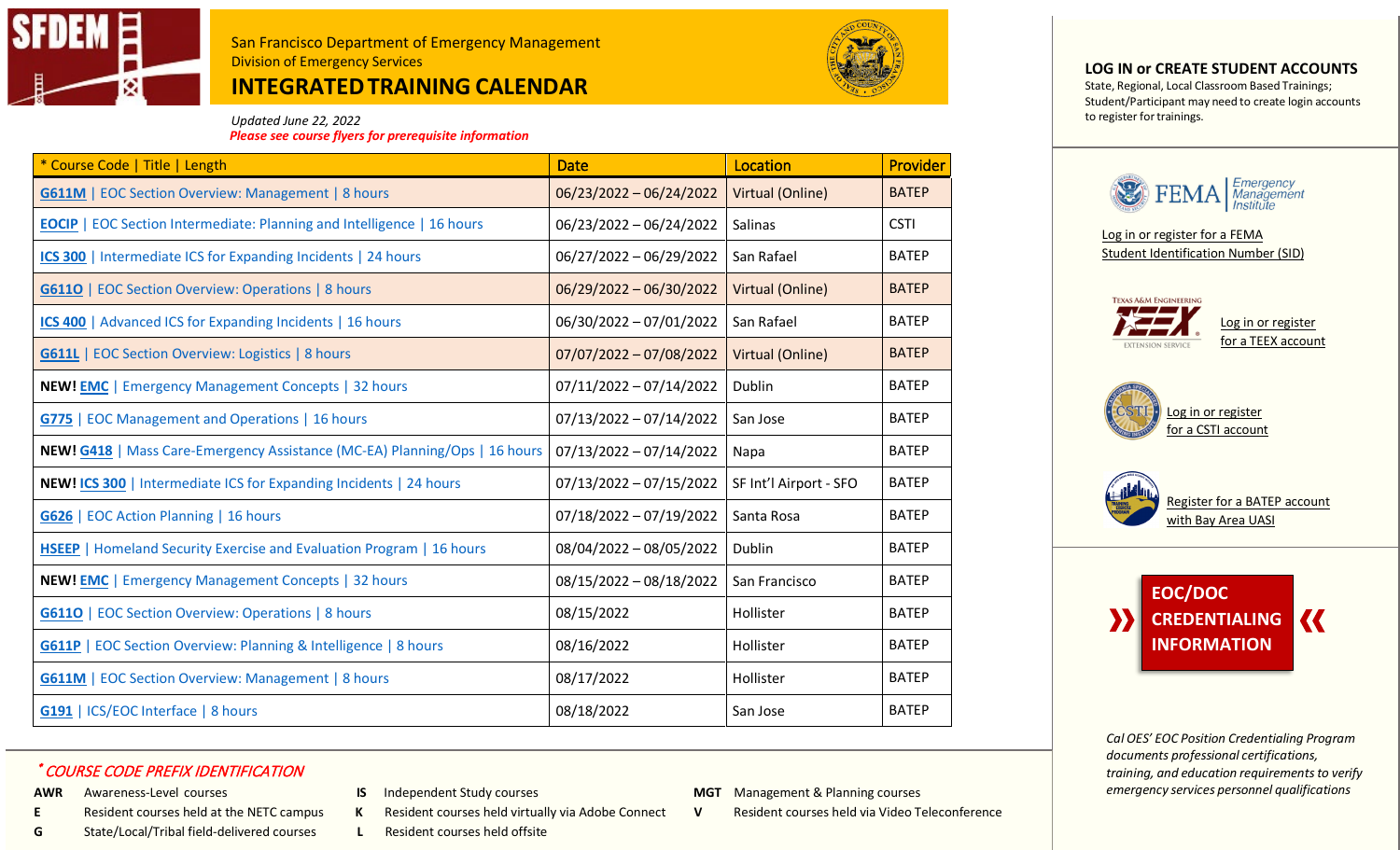San Francisco Department of Emergency Management
Division of Emergency Services

# INTEGRATED TRAINING CALENDAR

*Updated June 22, 2022*
*Please see course flyers for prerequisite information*

| * Course Code \| Title \| Length | Date | Location | Provider |
|---|---|---|---|
| G611M \| EOC Section Overview: Management \| 8 hours | 06/23/2022 – 06/24/2022 | Virtual (Online) | BATEP |
| EOCIP \| EOC Section Intermediate: Planning and Intelligence \| 16 hours | 06/23/2022 – 06/24/2022 | Salinas | CSTI |
| ICS 300 \| Intermediate ICS for Expanding Incidents \| 24 hours | 06/27/2022 – 06/29/2022 | San Rafael | BATEP |
| G611O \| EOC Section Overview: Operations \| 8 hours | 06/29/2022 – 06/30/2022 | Virtual (Online) | BATEP |
| ICS 400 \| Advanced ICS for Expanding Incidents \| 16 hours | 06/30/2022 – 07/01/2022 | San Rafael | BATEP |
| G611L \| EOC Section Overview: Logistics \| 8 hours | 07/07/2022 – 07/08/2022 | Virtual (Online) | BATEP |
| **NEW!** EMC \| Emergency Management Concepts \| 32 hours | 07/11/2022 – 07/14/2022 | Dublin | BATEP |
| G775 \| EOC Management and Operations \| 16 hours | 07/13/2022 – 07/14/2022 | San Jose | BATEP |
| **NEW!** G418 \| Mass Care-Emergency Assistance (MC-EA) Planning/Ops \| 16 hours | 07/13/2022 – 07/14/2022 | Napa | BATEP |
| **NEW!** ICS 300 \| Intermediate ICS for Expanding Incidents \| 24 hours | 07/13/2022 – 07/15/2022 | SF Int'l Airport - SFO | BATEP |
| G626 \| EOC Action Planning \| 16 hours | 07/18/2022 – 07/19/2022 | Santa Rosa | BATEP |
| HSEEP \| Homeland Security Exercise and Evaluation Program \| 16 hours | 08/04/2022 – 08/05/2022 | Dublin | BATEP |
| **NEW!** EMC \| Emergency Management Concepts \| 32 hours | 08/15/2022 – 08/18/2022 | San Francisco | BATEP |
| G611O \| EOC Section Overview: Operations \| 8 hours | 08/15/2022 | Hollister | BATEP |
| G611P \| EOC Section Overview: Planning & Intelligence \| 8 hours | 08/16/2022 | Hollister | BATEP |
| G611M \| EOC Section Overview: Management \| 8 hours | 08/17/2022 | Hollister | BATEP |
| G191 \| ICS/EOC Interface \| 8 hours | 08/18/2022 | San Jose | BATEP |

*\* COURSE CODE PREFIX IDENTIFICATION*

| | | | | | |
|---|---|---|---|---|---|
| **AWR** | Awareness-Level courses | **IS** | Independent Study courses | **MGT** | Management & Planning courses |
| **E** | Resident courses held at the NETC campus | **K** | Resident courses held virtually via Adobe Connect | **V** | Resident courses held via Video Teleconference |
| **G** | State/Local/Tribal field-delivered courses | **L** | Resident courses held offsite | | |

## LOG IN or CREATE STUDENT ACCOUNTS

State, Regional, Local Classroom Based Trainings; Student/Participant may need to create login accounts to register for trainings.

FEMA | Emergency Management Institute

Log in or register for a FEMA Student Identification Number (SID)

Log in or register for a TEEX account

Log in or register for a CSTI account

Register for a BATEP account with Bay Area UASI

**EOC/DOC CREDENTIALING INFORMATION**

*Cal OES' EOC Position Credentialing Program documents professional certifications, training, and education requirements to verify emergency services personnel qualifications*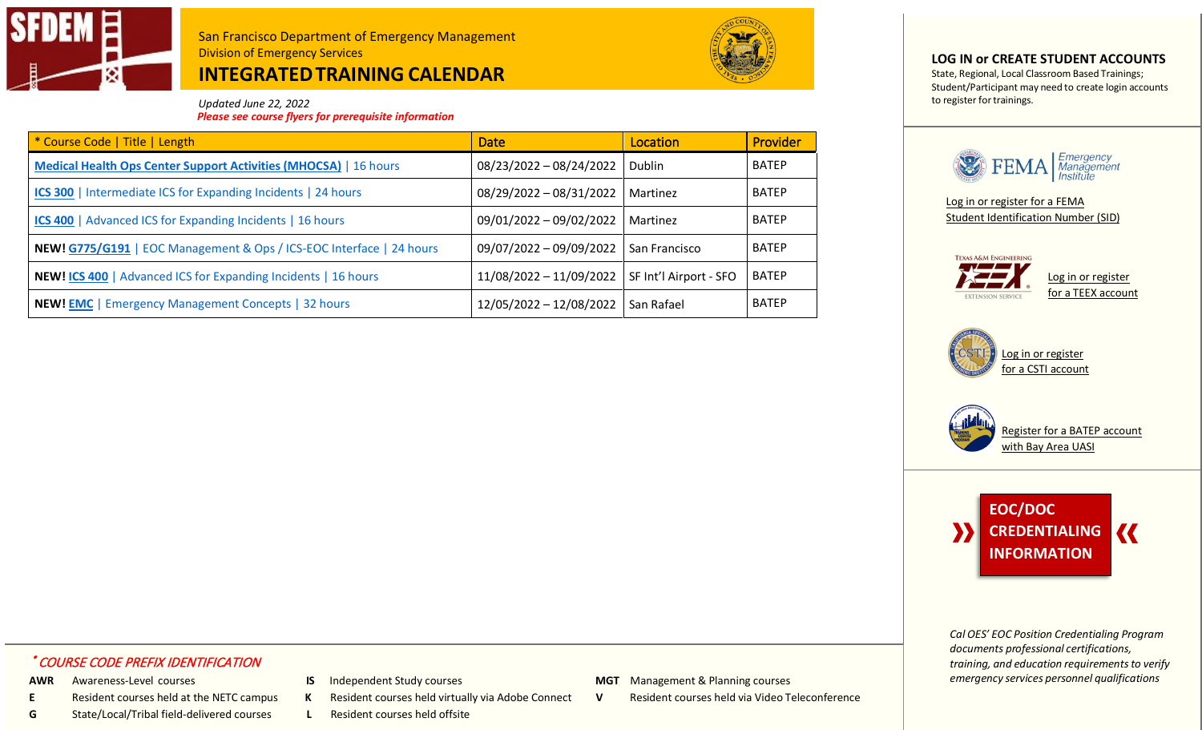San Francisco Department of Emergency Management
Division of Emergency Services

# INTEGRATED TRAINING CALENDAR

*Updated June 22, 2022*
***Please see course flyers for prerequisite information***

| * Course Code \| Title \| Length | Date | Location | Provider |
|---|---|---|---|
| **Medical Health Ops Center Support Activities (MHOCSA)** \| 16 hours | 08/23/2022 – 08/24/2022 | Dublin | BATEP |
| **ICS 300** \| Intermediate ICS for Expanding Incidents \| 24 hours | 08/29/2022 – 08/31/2022 | Martinez | BATEP |
| **ICS 400** \| Advanced ICS for Expanding Incidents \| 16 hours | 09/01/2022 – 09/02/2022 | Martinez | BATEP |
| **NEW! G775/G191** \| EOC Management & Ops / ICS-EOC Interface \| 24 hours | 09/07/2022 – 09/09/2022 | San Francisco | BATEP |
| **NEW! ICS 400** \| Advanced ICS for Expanding Incidents \| 16 hours | 11/08/2022 – 11/09/2022 | SF Int'l Airport - SFO | BATEP |
| **NEW! EMC** \| Emergency Management Concepts \| 32 hours | 12/05/2022 – 12/08/2022 | San Rafael | BATEP |

*\* COURSE CODE PREFIX IDENTIFICATION*

| | | | | | |
|---|---|---|---|---|---|
| **AWR** | Awareness-Level courses | **IS** | Independent Study courses | **MGT** | Management & Planning courses |
| **E** | Resident courses held at the NETC campus | **K** | Resident courses held virtually via Adobe Connect | **V** | Resident courses held via Video Teleconference |
| **G** | State/Local/Tribal field-delivered courses | **L** | Resident courses held offsite | | |

## LOG IN or CREATE STUDENT ACCOUNTS

State, Regional, Local Classroom Based Trainings; Student/Participant may need to create login accounts to register for trainings.

FEMA Emergency Management Institute

Log in or register for a FEMA Student Identification Number (SID)

Texas A&M Engineering TEEX Extension Service

Log in or register for a TEEX account

Log in or register for a CSTI account

Register for a BATEP account with Bay Area UASI

**EOC/DOC CREDENTIALING INFORMATION**

*Cal OES' EOC Position Credentialing Program documents professional certifications, training, and education requirements to verify emergency services personnel qualifications*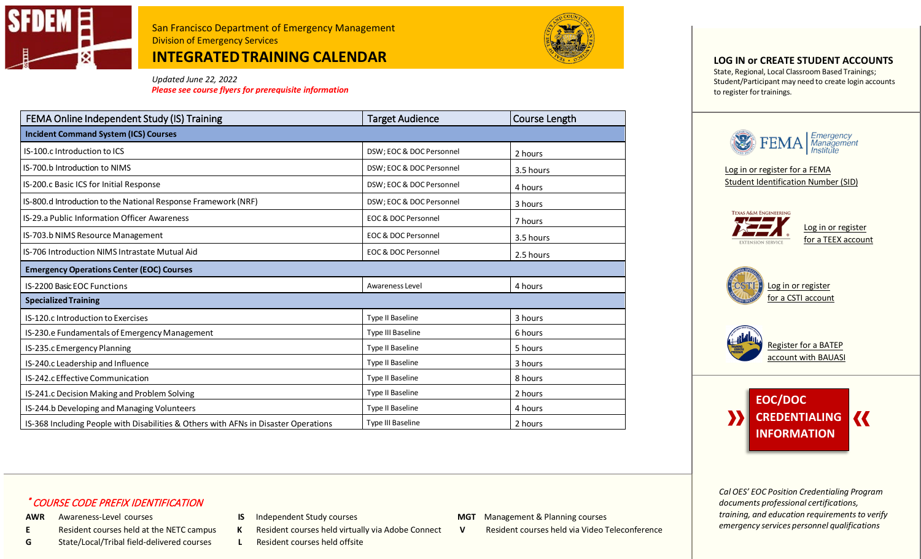San Francisco Department of Emergency Management
Division of Emergency Services

# INTEGRATED TRAINING CALENDAR

*Updated June 22, 2022*
***Please see course flyers for prerequisite information***

| FEMA Online Independent Study (IS) Training | Target Audience | Course Length |
|---|---|---|
| **Incident Command System (ICS) Courses** | | |
| IS-100.c Introduction to ICS | DSW; EOC & DOC Personnel | 2 hours |
| IS-700.b Introduction to NIMS | DSW; EOC & DOC Personnel | 3.5 hours |
| IS-200.c Basic ICS for Initial Response | DSW; EOC & DOC Personnel | 4 hours |
| IS-800.d Introduction to the National Response Framework (NRF) | DSW; EOC & DOC Personnel | 3 hours |
| IS-29.a Public Information Officer Awareness | EOC & DOC Personnel | 7 hours |
| IS-703.b NIMS Resource Management | EOC & DOC Personnel | 3.5 hours |
| IS-706 Introduction NIMS Intrastate Mutual Aid | EOC & DOC Personnel | 2.5 hours |
| **Emergency Operations Center (EOC) Courses** | | |
| IS-2200 Basic EOC Functions | Awareness Level | 4 hours |
| **Specialized Training** | | |
| IS-120.c Introduction to Exercises | Type II Baseline | 3 hours |
| IS-230.e Fundamentals of Emergency Management | Type III Baseline | 6 hours |
| IS-235.c Emergency Planning | Type II Baseline | 5 hours |
| IS-240.c Leadership and Influence | Type II Baseline | 3 hours |
| IS-242.c Effective Communication | Type II Baseline | 8 hours |
| IS-241.c Decision Making and Problem Solving | Type II Baseline | 2 hours |
| IS-244.b Developing and Managing Volunteers | Type II Baseline | 4 hours |
| IS-368 Including People with Disabilities & Others with AFNs in Disaster Operations | Type III Baseline | 2 hours |

## LOG IN or CREATE STUDENT ACCOUNTS

State, Regional, Local Classroom Based Trainings; Student/Participant may need to create login accounts to register for trainings.

- Log in or register for a FEMA Student Identification Number (SID)
- Log in or register for a TEEX account
- Log in or register for a CSTI account
- Register for a BATEP account with BAUASI

**EOC/DOC CREDENTIALING INFORMATION**

*Cal OES' EOC Position Credentialing Program documents professional certifications, training, and education requirements to verify emergency services personnel qualifications*

### * COURSE CODE PREFIX IDENTIFICATION

| Code | Description |
|---|---|
| **AWR** | Awareness-Level courses |
| **E** | Resident courses held at the NETC campus |
| **G** | State/Local/Tribal field-delivered courses |
| **IS** | Independent Study courses |
| **K** | Resident courses held virtually via Adobe Connect |
| **L** | Resident courses held offsite |
| **MGT** | Management & Planning courses |
| **V** | Resident courses held via Video Teleconference |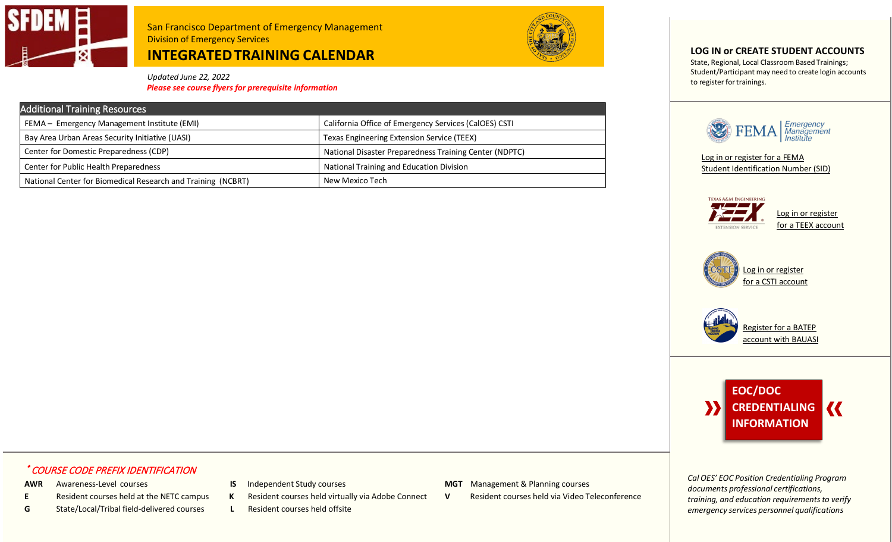San Francisco Department of Emergency Management
Division of Emergency Services

# INTEGRATED TRAINING CALENDAR

*Updated June 22, 2022*
***Please see course flyers for prerequisite information***

| Additional Training Resources | |
|---|---|
| FEMA – Emergency Management Institute (EMI) | California Office of Emergency Services (CalOES) CSTI |
| Bay Area Urban Areas Security Initiative (UASI) | Texas Engineering Extension Service (TEEX) |
| Center for Domestic Preparedness (CDP) | National Disaster Preparedness Training Center (NDPTC) |
| Center for Public Health Preparedness | National Training and Education Division |
| National Center for Biomedical Research and Training (NCBRT) | New Mexico Tech |

## LOG IN or CREATE STUDENT ACCOUNTS

State, Regional, Local Classroom Based Trainings; Student/Participant may need to create login accounts to register for trainings.

FEMA Emergency Management Institute

Log in or register for a FEMA Student Identification Number (SID)

Log in or register for a TEEX account

Log in or register for a CSTI account

Register for a BATEP account with BAUASI

## EOC/DOC CREDENTIALING INFORMATION

*Cal OES' EOC Position Credentialing Program documents professional certifications, training, and education requirements to verify emergency services personnel qualifications*

### * COURSE CODE PREFIX IDENTIFICATION

| | | | | | |
|---|---|---|---|---|---|
| **AWR** | Awareness-Level courses | **IS** | Independent Study courses | **MGT** | Management & Planning courses |
| **E** | Resident courses held at the NETC campus | **K** | Resident courses held virtually via Adobe Connect | **V** | Resident courses held via Video Teleconference |
| **G** | State/Local/Tribal field-delivered courses | **L** | Resident courses held offsite | | |